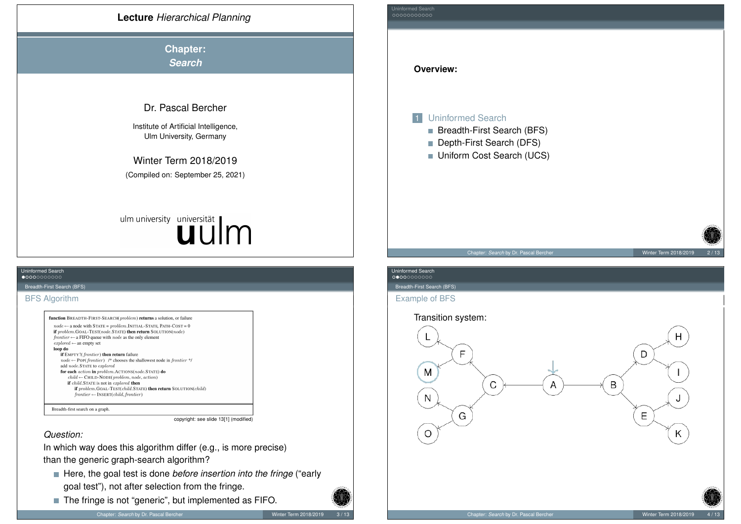# Lecture *Hierarchical Planning*

## Chapter: *Search*

Dr. Pascal Bercher

Institute of Artificial Intelligence,
Ulm University, Germany

Winter Term 2018/2019

(Compiled on: September 25, 2021)

ulm university universität ulm

---

**Overview:**

1. Uninformed Search
   - Breadth-First Search (BFS)
   - Depth-First Search (DFS)
   - Uniform Cost Search (UCS)

---

## BFS Algorithm

```
function BREADTH-FIRST-SEARCH(problem) returns a solution, or failure
  node ← a node with STATE = problem.INITIAL-STATE, PATH-COST = 0
  if problem.GOAL-TEST(node.STATE) then return SOLUTION(node)
  frontier ← a FIFO queue with node as the only element
  explored ← an empty set
  loop do
     if EMPTY?(frontier) then return failure
     node ← POP(frontier)  /* chooses the shallowest node in frontier */
     add node.STATE to explored
     for each action in problem.ACTIONS(node.STATE) do
        child ← CHILD-NODE(problem, node, action)
        if child.STATE is not in explored then
           if problem.GOAL-TEST(child.STATE) then return SOLUTION(child)
           frontier ← INSERT(child, frontier)
```

Breadth-first search on a graph.

copyright: see slide 13[1] (modified)

*Question:*

In which way does this algorithm differ (e.g., is more precise) than the generic graph-search algorithm?

- Here, the goal test is done *before insertion into the fringe* ("early goal test"), not after selection from the fringe.
- The fringe is not "generic", but implemented as FIFO.

---

## Example of BFS

Transition system:

(Graph: A → C, A → B; C → F, C → G; F → L, F → M; G → N, G → O; B → D, B → E; D → H, D → I; E → J, E → K. Initial state: A; M is highlighted.)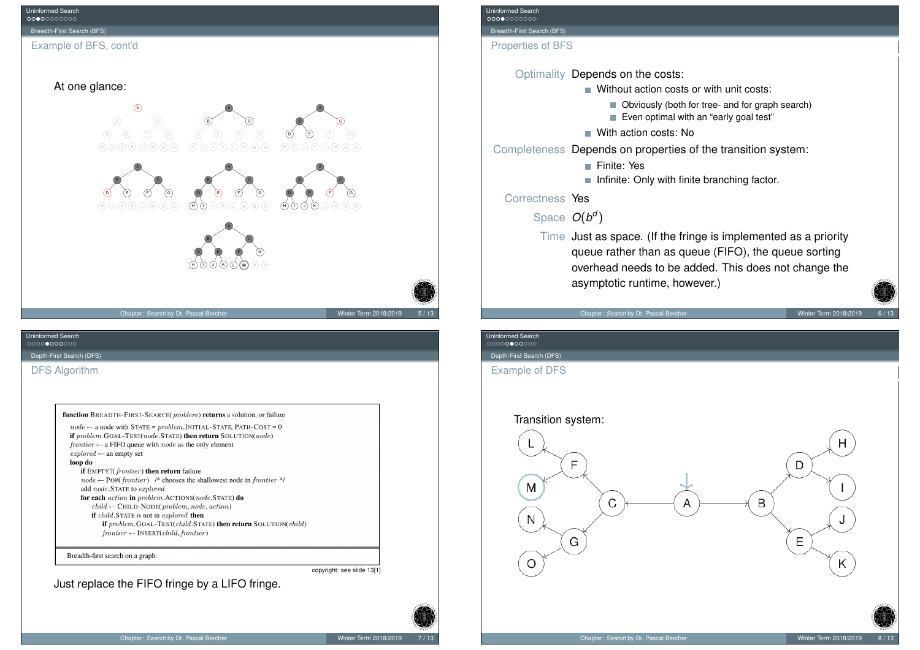## Example of BFS, cont'd

At one glance:

## Properties of BFS

**Optimality** Depends on the costs:

- Without action costs or with unit costs:
  - Obviously (both for tree- and for graph search)
  - Even optimal with an "early goal test"
- With action costs: No

**Completeness** Depends on properties of the transition system:

- Finite: Yes
- Infinite: Only with finite branching factor.

**Correctness** Yes

**Space** $O(b^d)$

**Time** Just as space. (If the fringe is implemented as a priority queue rather than as queue (FIFO), the queue sorting overhead needs to be added. This does not change the asymptotic runtime, however.)

## DFS Algorithm

```
function BREADTH-FIRST-SEARCH(problem) returns a solution, or failure
  node ← a node with STATE = problem.INITIAL-STATE, PATH-COST = 0
  if problem.GOAL-TEST(node.STATE) then return SOLUTION(node)
  frontier ← a FIFO queue with node as the only element
  explored ← an empty set
  loop do
    if EMPTY?(frontier) then return failure
    node ← POP(frontier)  /* chooses the shallowest node in frontier */
    add node.STATE to explored
    for each action in problem.ACTIONS(node.STATE) do
      child ← CHILD-NODE(problem, node, action)
      if child.STATE is not in explored then
        if problem.GOAL-TEST(child.STATE) then return SOLUTION(child)
        frontier ← INSERT(child, frontier)
```

Breadth-first search on a graph.

copyright: see slide 13[1]

Just replace the FIFO fringe by a LIFO fringe.

## Example of DFS

Transition system: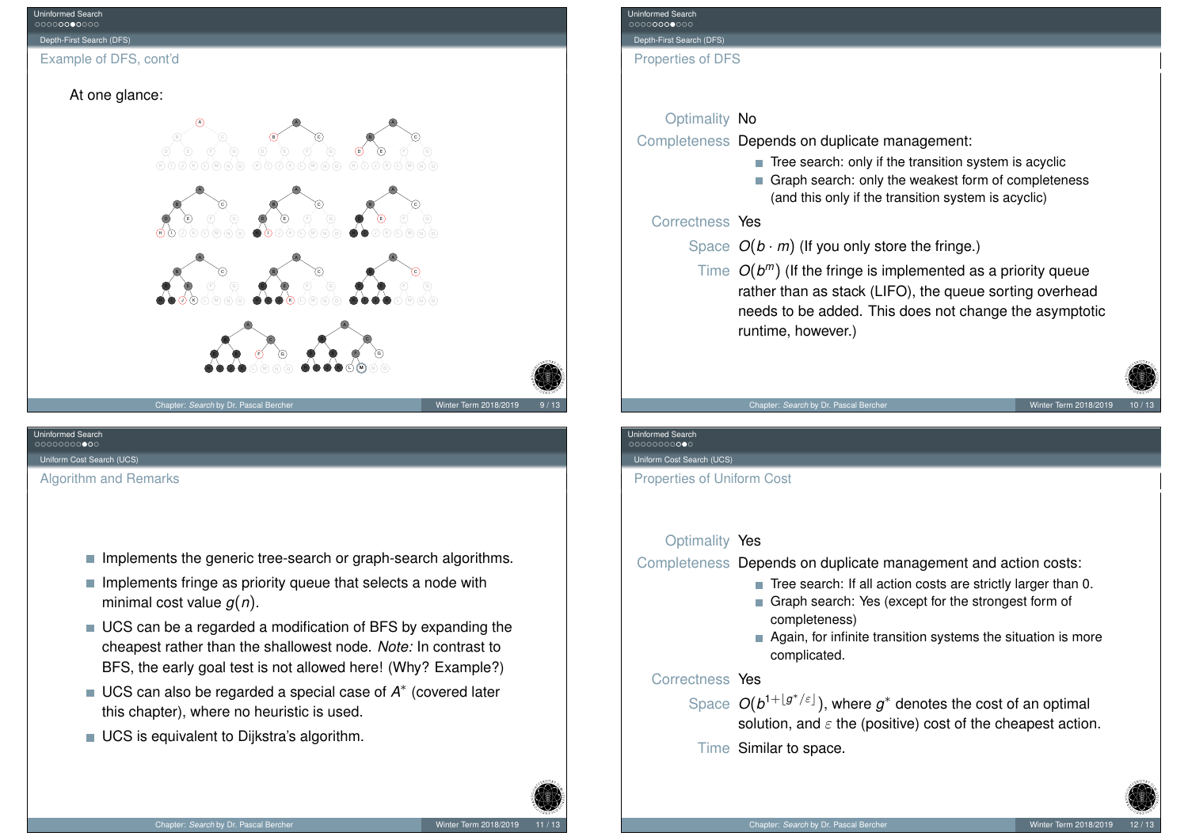## Example of DFS, cont'd

At one glance:

## Properties of DFS

**Optimality** No

**Completeness** Depends on duplicate management:

- Tree search: only if the transition system is acyclic
- Graph search: only the weakest form of completeness (and this only if the transition system is acyclic)

**Correctness** Yes

**Space** $O(b \cdot m)$ (If you only store the fringe.)

**Time** $O(b^m)$ (If the fringe is implemented as a priority queue rather than as stack (LIFO), the queue sorting overhead needs to be added. This does not change the asymptotic runtime, however.)

## Algorithm and Remarks

- Implements the generic tree-search or graph-search algorithms.
- Implements fringe as priority queue that selects a node with minimal cost value $g(n)$.
- UCS can be a regarded a modification of BFS by expanding the cheapest rather than the shallowest node. *Note:* In contrast to BFS, the early goal test is not allowed here! (Why? Example?)
- UCS can also be regarded a special case of $A^*$ (covered later this chapter), where no heuristic is used.
- UCS is equivalent to Dijkstra's algorithm.

## Properties of Uniform Cost

**Optimality** Yes

**Completeness** Depends on duplicate management and action costs:

- Tree search: If all action costs are strictly larger than 0.
- Graph search: Yes (except for the strongest form of completeness)
- Again, for infinite transition systems the situation is more complicated.

**Correctness** Yes

**Space** $O(b^{1+\lfloor g^*/\varepsilon \rfloor})$, where $g^*$ denotes the cost of an optimal solution, and $\varepsilon$ the (positive) cost of the cheapest action.

**Time** Similar to space.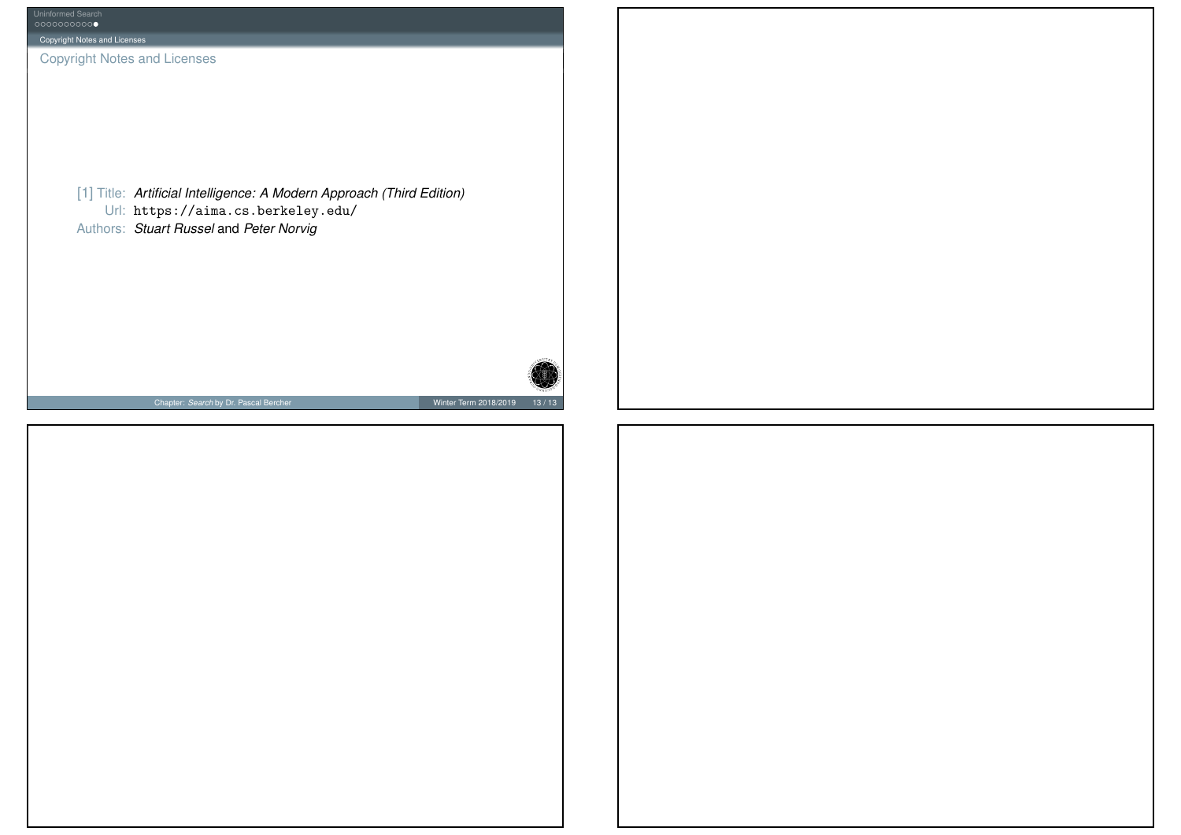## Copyright Notes and Licenses

[1] Title: *Artificial Intelligence: A Modern Approach (Third Edition)*
Url: `https://aima.cs.berkeley.edu/`
Authors: *Stuart Russel* and *Peter Norvig*